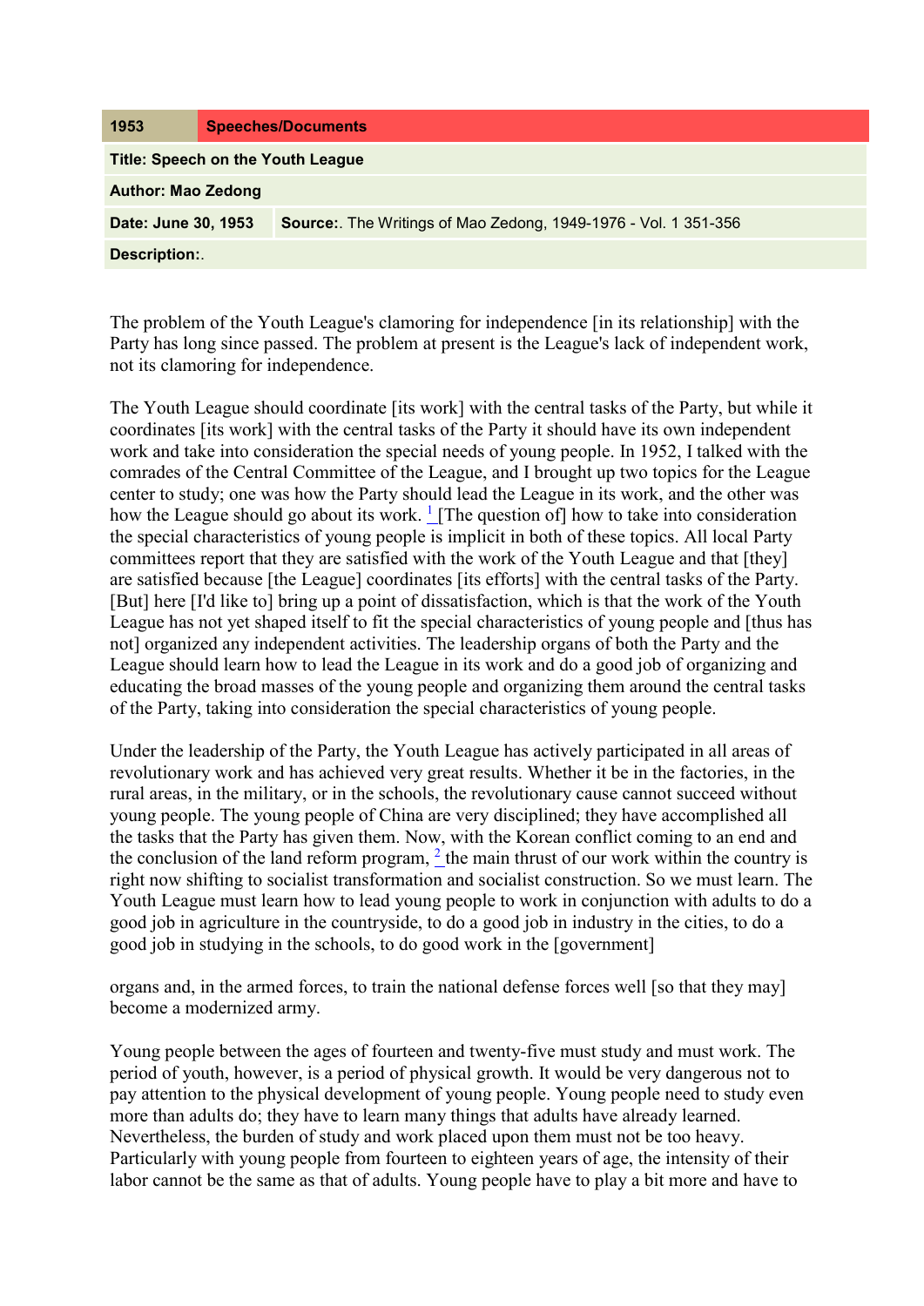| 1953 | Speeches/Documents |
|---|---|
| **Title: Speech on the Youth League** | |
| **Author: Mao Zedong** | |
| **Date: June 30, 1953** | **Source:**. The Writings of Mao Zedong, 1949-1976 - Vol. 1 351-356 |
| **Description:**. | |

The problem of the Youth League's clamoring for independence [in its relationship] with the Party has long since passed. The problem at present is the League's lack of independent work, not its clamoring for independence.

The Youth League should coordinate [its work] with the central tasks of the Party, but while it coordinates [its work] with the central tasks of the Party it should have its own independent work and take into consideration the special needs of young people. In 1952, I talked with the comrades of the Central Committee of the League, and I brought up two topics for the League center to study; one was how the Party should lead the League in its work, and the other was how the League should go about its work. [1] [The question of] how to take into consideration the special characteristics of young people is implicit in both of these topics. All local Party committees report that they are satisfied with the work of the Youth League and that [they] are satisfied because [the League] coordinates [its efforts] with the central tasks of the Party. [But] here [I'd like to] bring up a point of dissatisfaction, which is that the work of the Youth League has not yet shaped itself to fit the special characteristics of young people and [thus has not] organized any independent activities. The leadership organs of both the Party and the League should learn how to lead the League in its work and do a good job of organizing and educating the broad masses of the young people and organizing them around the central tasks of the Party, taking into consideration the special characteristics of young people.

Under the leadership of the Party, the Youth League has actively participated in all areas of revolutionary work and has achieved very great results. Whether it be in the factories, in the rural areas, in the military, or in the schools, the revolutionary cause cannot succeed without young people. The young people of China are very disciplined; they have accomplished all the tasks that the Party has given them. Now, with the Korean conflict coming to an end and the conclusion of the land reform program, [2] the main thrust of our work within the country is right now shifting to socialist transformation and socialist construction. So we must learn. The Youth League must learn how to lead young people to work in conjunction with adults to do a good job in agriculture in the countryside, to do a good job in industry in the cities, to do a good job in studying in the schools, to do good work in the [government] organs and, in the armed forces, to train the national defense forces well [so that they may] become a modernized army.

Young people between the ages of fourteen and twenty-five must study and must work. The period of youth, however, is a period of physical growth. It would be very dangerous not to pay attention to the physical development of young people. Young people need to study even more than adults do; they have to learn many things that adults have already learned. Nevertheless, the burden of study and work placed upon them must not be too heavy. Particularly with young people from fourteen to eighteen years of age, the intensity of their labor cannot be the same as that of adults. Young people have to play a bit more and have to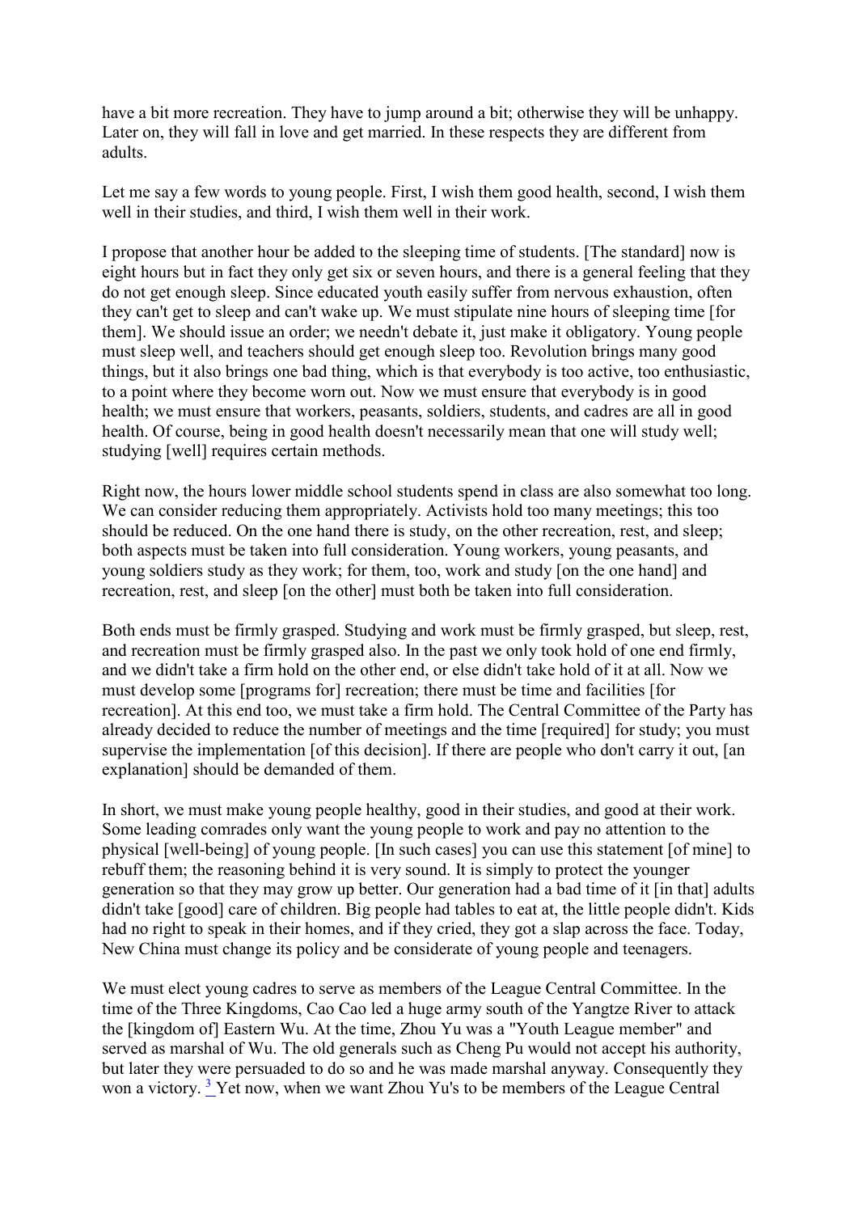have a bit more recreation. They have to jump around a bit; otherwise they will be unhappy. Later on, they will fall in love and get married. In these respects they are different from adults.

Let me say a few words to young people. First, I wish them good health, second, I wish them well in their studies, and third, I wish them well in their work.

I propose that another hour be added to the sleeping time of students. [The standard] now is eight hours but in fact they only get six or seven hours, and there is a general feeling that they do not get enough sleep. Since educated youth easily suffer from nervous exhaustion, often they can't get to sleep and can't wake up. We must stipulate nine hours of sleeping time [for them]. We should issue an order; we needn't debate it, just make it obligatory. Young people must sleep well, and teachers should get enough sleep too. Revolution brings many good things, but it also brings one bad thing, which is that everybody is too active, too enthusiastic, to a point where they become worn out. Now we must ensure that everybody is in good health; we must ensure that workers, peasants, soldiers, students, and cadres are all in good health. Of course, being in good health doesn't necessarily mean that one will study well; studying [well] requires certain methods.

Right now, the hours lower middle school students spend in class are also somewhat too long. We can consider reducing them appropriately. Activists hold too many meetings; this too should be reduced. On the one hand there is study, on the other recreation, rest, and sleep; both aspects must be taken into full consideration. Young workers, young peasants, and young soldiers study as they work; for them, too, work and study [on the one hand] and recreation, rest, and sleep [on the other] must both be taken into full consideration.

Both ends must be firmly grasped. Studying and work must be firmly grasped, but sleep, rest, and recreation must be firmly grasped also. In the past we only took hold of one end firmly, and we didn't take a firm hold on the other end, or else didn't take hold of it at all. Now we must develop some [programs for] recreation; there must be time and facilities [for recreation]. At this end too, we must take a firm hold. The Central Committee of the Party has already decided to reduce the number of meetings and the time [required] for study; you must supervise the implementation [of this decision]. If there are people who don't carry it out, [an explanation] should be demanded of them.

In short, we must make young people healthy, good in their studies, and good at their work. Some leading comrades only want the young people to work and pay no attention to the physical [well-being] of young people. [In such cases] you can use this statement [of mine] to rebuff them; the reasoning behind it is very sound. It is simply to protect the younger generation so that they may grow up better. Our generation had a bad time of it [in that] adults didn't take [good] care of children. Big people had tables to eat at, the little people didn't. Kids had no right to speak in their homes, and if they cried, they got a slap across the face. Today, New China must change its policy and be considerate of young people and teenagers.

We must elect young cadres to serve as members of the League Central Committee. In the time of the Three Kingdoms, Cao Cao led a huge army south of the Yangtze River to attack the [kingdom of] Eastern Wu. At the time, Zhou Yu was a "Youth League member" and served as marshal of Wu. The old generals such as Cheng Pu would not accept his authority, but later they were persuaded to do so and he was made marshal anyway. Consequently they won a victory. [3] Yet now, when we want Zhou Yu's to be members of the League Central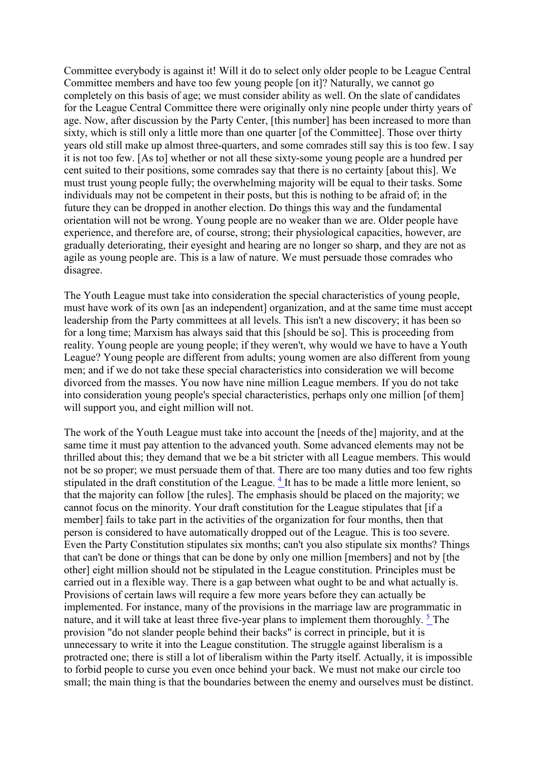Committee everybody is against it! Will it do to select only older people to be League Central Committee members and have too few young people [on it]? Naturally, we cannot go completely on this basis of age; we must consider ability as well. On the slate of candidates for the League Central Committee there were originally only nine people under thirty years of age. Now, after discussion by the Party Center, [this number] has been increased to more than sixty, which is still only a little more than one quarter [of the Committee]. Those over thirty years old still make up almost three-quarters, and some comrades still say this is too few. I say it is not too few. [As to] whether or not all these sixty-some young people are a hundred per cent suited to their positions, some comrades say that there is no certainty [about this]. We must trust young people fully; the overwhelming majority will be equal to their tasks. Some individuals may not be competent in their posts, but this is nothing to be afraid of; in the future they can be dropped in another election. Do things this way and the fundamental orientation will not be wrong. Young people are no weaker than we are. Older people have experience, and therefore are, of course, strong; their physiological capacities, however, are gradually deteriorating, their eyesight and hearing are no longer so sharp, and they are not as agile as young people are. This is a law of nature. We must persuade those comrades who disagree.

The Youth League must take into consideration the special characteristics of young people, must have work of its own [as an independent] organization, and at the same time must accept leadership from the Party committees at all levels. This isn't a new discovery; it has been so for a long time; Marxism has always said that this [should be so]. This is proceeding from reality. Young people are young people; if they weren't, why would we have to have a Youth League? Young people are different from adults; young women are also different from young men; and if we do not take these special characteristics into consideration we will become divorced from the masses. You now have nine million League members. If you do not take into consideration young people's special characteristics, perhaps only one million [of them] will support you, and eight million will not.

The work of the Youth League must take into account the [needs of the] majority, and at the same time it must pay attention to the advanced youth. Some advanced elements may not be thrilled about this; they demand that we be a bit stricter with all League members. This would not be so proper; we must persuade them of that. There are too many duties and too few rights stipulated in the draft constitution of the League. [4] It has to be made a little more lenient, so that the majority can follow [the rules]. The emphasis should be placed on the majority; we cannot focus on the minority. Your draft constitution for the League stipulates that [if a member] fails to take part in the activities of the organization for four months, then that person is considered to have automatically dropped out of the League. This is too severe. Even the Party Constitution stipulates six months; can't you also stipulate six months? Things that can't be done or things that can be done by only one million [members] and not by [the other] eight million should not be stipulated in the League constitution. Principles must be carried out in a flexible way. There is a gap between what ought to be and what actually is. Provisions of certain laws will require a few more years before they can actually be implemented. For instance, many of the provisions in the marriage law are programmatic in nature, and it will take at least three five-year plans to implement them thoroughly. [5] The provision "do not slander people behind their backs" is correct in principle, but it is unnecessary to write it into the League constitution. The struggle against liberalism is a protracted one; there is still a lot of liberalism within the Party itself. Actually, it is impossible to forbid people to curse you even once behind your back. We must not make our circle too small; the main thing is that the boundaries between the enemy and ourselves must be distinct.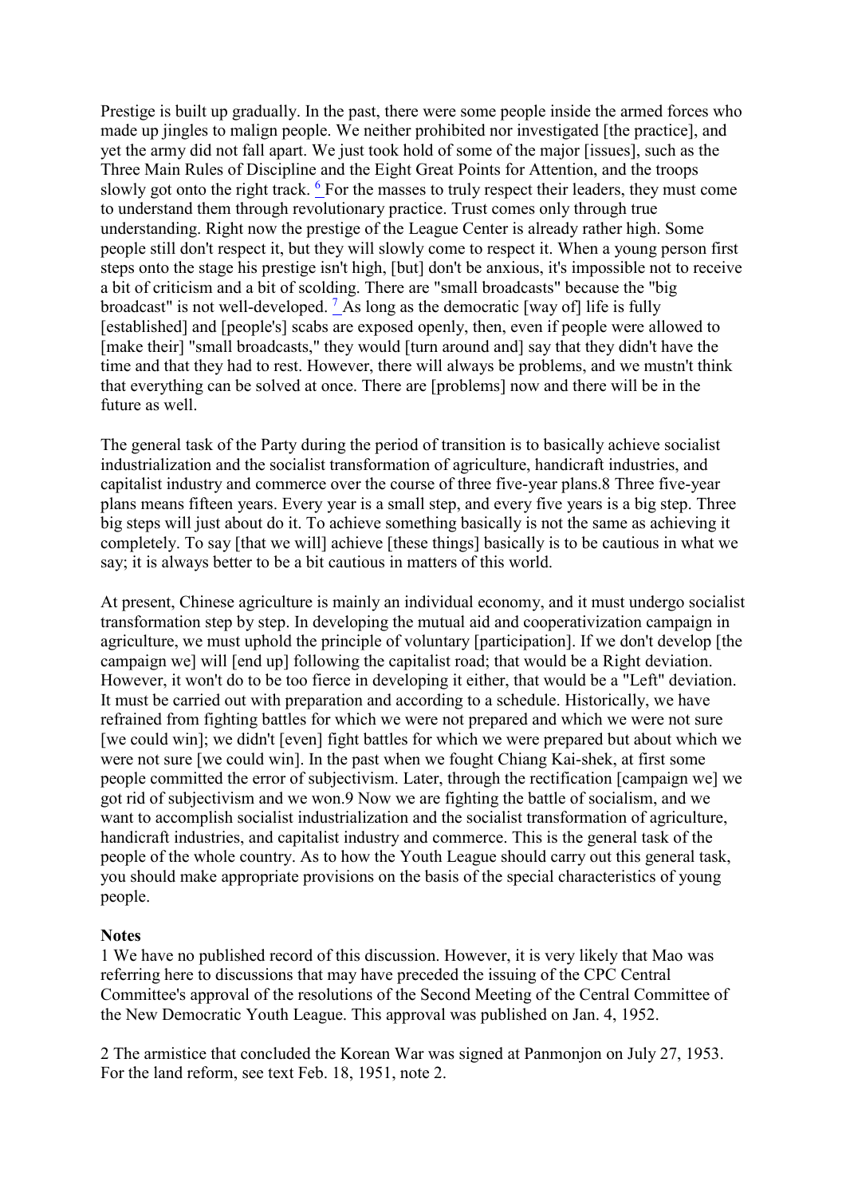Prestige is built up gradually. In the past, there were some people inside the armed forces who made up jingles to malign people. We neither prohibited nor investigated [the practice], and yet the army did not fall apart. We just took hold of some of the major [issues], such as the Three Main Rules of Discipline and the Eight Great Points for Attention, and the troops slowly got onto the right track. [6] For the masses to truly respect their leaders, they must come to understand them through revolutionary practice. Trust comes only through true understanding. Right now the prestige of the League Center is already rather high. Some people still don't respect it, but they will slowly come to respect it. When a young person first steps onto the stage his prestige isn't high, [but] don't be anxious, it's impossible not to receive a bit of criticism and a bit of scolding. There are "small broadcasts" because the "big broadcast" is not well-developed. [7] As long as the democratic [way of] life is fully [established] and [people's] scabs are exposed openly, then, even if people were allowed to [make their] "small broadcasts," they would [turn around and] say that they didn't have the time and that they had to rest. However, there will always be problems, and we mustn't think that everything can be solved at once. There are [problems] now and there will be in the future as well.

The general task of the Party during the period of transition is to basically achieve socialist industrialization and the socialist transformation of agriculture, handicraft industries, and capitalist industry and commerce over the course of three five-year plans.8 Three five-year plans means fifteen years. Every year is a small step, and every five years is a big step. Three big steps will just about do it. To achieve something basically is not the same as achieving it completely. To say [that we will] achieve [these things] basically is to be cautious in what we say; it is always better to be a bit cautious in matters of this world.

At present, Chinese agriculture is mainly an individual economy, and it must undergo socialist transformation step by step. In developing the mutual aid and cooperativization campaign in agriculture, we must uphold the principle of voluntary [participation]. If we don't develop [the campaign we] will [end up] following the capitalist road; that would be a Right deviation. However, it won't do to be too fierce in developing it either, that would be a "Left" deviation. It must be carried out with preparation and according to a schedule. Historically, we have refrained from fighting battles for which we were not prepared and which we were not sure [we could win]; we didn't [even] fight battles for which we were prepared but about which we were not sure [we could win]. In the past when we fought Chiang Kai-shek, at first some people committed the error of subjectivism. Later, through the rectification [campaign we] we got rid of subjectivism and we won.9 Now we are fighting the battle of socialism, and we want to accomplish socialist industrialization and the socialist transformation of agriculture, handicraft industries, and capitalist industry and commerce. This is the general task of the people of the whole country. As to how the Youth League should carry out this general task, you should make appropriate provisions on the basis of the special characteristics of young people.

**Notes**

1 We have no published record of this discussion. However, it is very likely that Mao was referring here to discussions that may have preceded the issuing of the CPC Central Committee's approval of the resolutions of the Second Meeting of the Central Committee of the New Democratic Youth League. This approval was published on Jan. 4, 1952.

2 The armistice that concluded the Korean War was signed at Panmonjon on July 27, 1953. For the land reform, see text Feb. 18, 1951, note 2.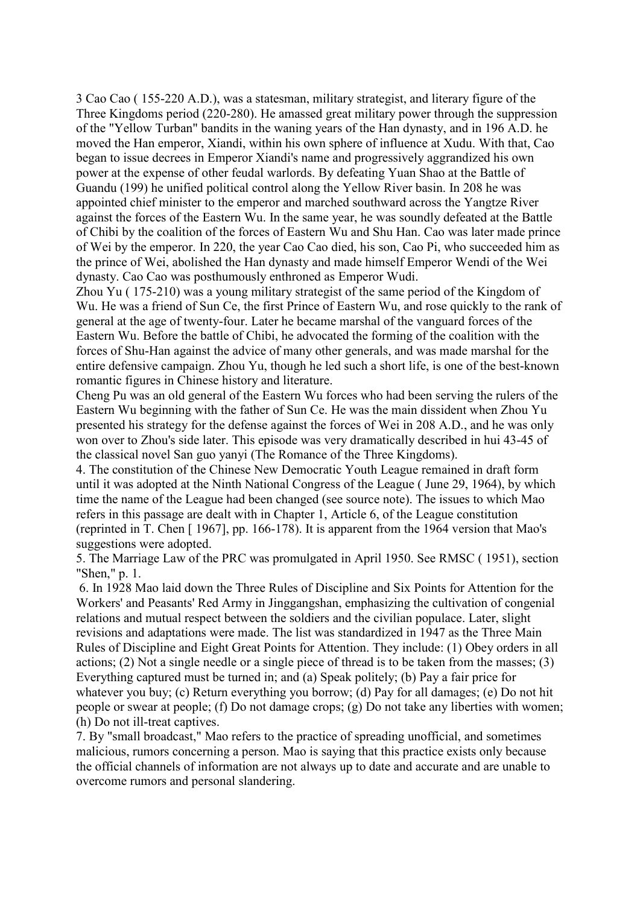3 Cao Cao ( 155-220 A.D.), was a statesman, military strategist, and literary figure of the Three Kingdoms period (220-280). He amassed great military power through the suppression of the "Yellow Turban" bandits in the waning years of the Han dynasty, and in 196 A.D. he moved the Han emperor, Xiandi, within his own sphere of influence at Xudu. With that, Cao began to issue decrees in Emperor Xiandi's name and progressively aggrandized his own power at the expense of other feudal warlords. By defeating Yuan Shao at the Battle of Guandu (199) he unified political control along the Yellow River basin. In 208 he was appointed chief minister to the emperor and marched southward across the Yangtze River against the forces of the Eastern Wu. In the same year, he was soundly defeated at the Battle of Chibi by the coalition of the forces of Eastern Wu and Shu Han. Cao was later made prince of Wei by the emperor. In 220, the year Cao Cao died, his son, Cao Pi, who succeeded him as the prince of Wei, abolished the Han dynasty and made himself Emperor Wendi of the Wei dynasty. Cao Cao was posthumously enthroned as Emperor Wudi.

Zhou Yu ( 175-210) was a young military strategist of the same period of the Kingdom of Wu. He was a friend of Sun Ce, the first Prince of Eastern Wu, and rose quickly to the rank of general at the age of twenty-four. Later he became marshal of the vanguard forces of the Eastern Wu. Before the battle of Chibi, he advocated the forming of the coalition with the forces of Shu-Han against the advice of many other generals, and was made marshal for the entire defensive campaign. Zhou Yu, though he led such a short life, is one of the best-known romantic figures in Chinese history and literature.

Cheng Pu was an old general of the Eastern Wu forces who had been serving the rulers of the Eastern Wu beginning with the father of Sun Ce. He was the main dissident when Zhou Yu presented his strategy for the defense against the forces of Wei in 208 A.D., and he was only won over to Zhou's side later. This episode was very dramatically described in hui 43-45 of the classical novel San guo yanyi (The Romance of the Three Kingdoms).

4. The constitution of the Chinese New Democratic Youth League remained in draft form until it was adopted at the Ninth National Congress of the League ( June 29, 1964), by which time the name of the League had been changed (see source note). The issues to which Mao refers in this passage are dealt with in Chapter 1, Article 6, of the League constitution (reprinted in T. Chen [ 1967], pp. 166-178). It is apparent from the 1964 version that Mao's suggestions were adopted.

5. The Marriage Law of the PRC was promulgated in April 1950. See RMSC ( 1951), section "Shen," p. 1.

6. In 1928 Mao laid down the Three Rules of Discipline and Six Points for Attention for the Workers' and Peasants' Red Army in Jinggangshan, emphasizing the cultivation of congenial relations and mutual respect between the soldiers and the civilian populace. Later, slight revisions and adaptations were made. The list was standardized in 1947 as the Three Main Rules of Discipline and Eight Great Points for Attention. They include: (1) Obey orders in all actions; (2) Not a single needle or a single piece of thread is to be taken from the masses; (3) Everything captured must be turned in; and (a) Speak politely; (b) Pay a fair price for whatever you buy; (c) Return everything you borrow; (d) Pay for all damages; (e) Do not hit people or swear at people; (f) Do not damage crops; (g) Do not take any liberties with women; (h) Do not ill-treat captives.

7. By "small broadcast," Mao refers to the practice of spreading unofficial, and sometimes malicious, rumors concerning a person. Mao is saying that this practice exists only because the official channels of information are not always up to date and accurate and are unable to overcome rumors and personal slandering.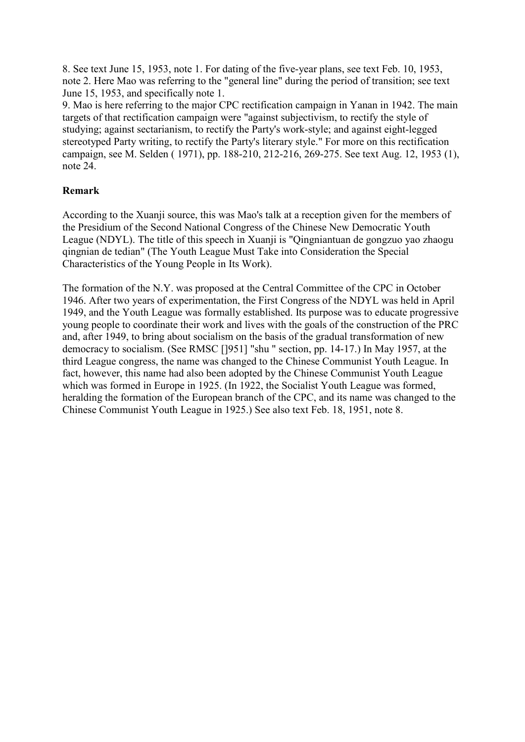8. See text June 15, 1953, note 1. For dating of the five-year plans, see text Feb. 10, 1953, note 2. Here Mao was referring to the "general line" during the period of transition; see text June 15, 1953, and specifically note 1.

9. Mao is here referring to the major CPC rectification campaign in Yanan in 1942. The main targets of that rectification campaign were "against subjectivism, to rectify the style of studying; against sectarianism, to rectify the Party's work-style; and against eight-legged stereotyped Party writing, to rectify the Party's literary style." For more on this rectification campaign, see M. Selden ( 1971), pp. 188-210, 212-216, 269-275. See text Aug. 12, 1953 (1), note 24.

**Remark**

According to the Xuanji source, this was Mao's talk at a reception given for the members of the Presidium of the Second National Congress of the Chinese New Democratic Youth League (NDYL). The title of this speech in Xuanji is "Qingniantuan de gongzuo yao zhaogu qingnian de tedian" (The Youth League Must Take into Consideration the Special Characteristics of the Young People in Its Work).

The formation of the N.Y. was proposed at the Central Committee of the CPC in October 1946. After two years of experimentation, the First Congress of the NDYL was held in April 1949, and the Youth League was formally established. Its purpose was to educate progressive young people to coordinate their work and lives with the goals of the construction of the PRC and, after 1949, to bring about socialism on the basis of the gradual transformation of new democracy to socialism. (See RMSC []951] "shu " section, pp. 14-17.) In May 1957, at the third League congress, the name was changed to the Chinese Communist Youth League. In fact, however, this name had also been adopted by the Chinese Communist Youth League which was formed in Europe in 1925. (In 1922, the Socialist Youth League was formed, heralding the formation of the European branch of the CPC, and its name was changed to the Chinese Communist Youth League in 1925.) See also text Feb. 18, 1951, note 8.